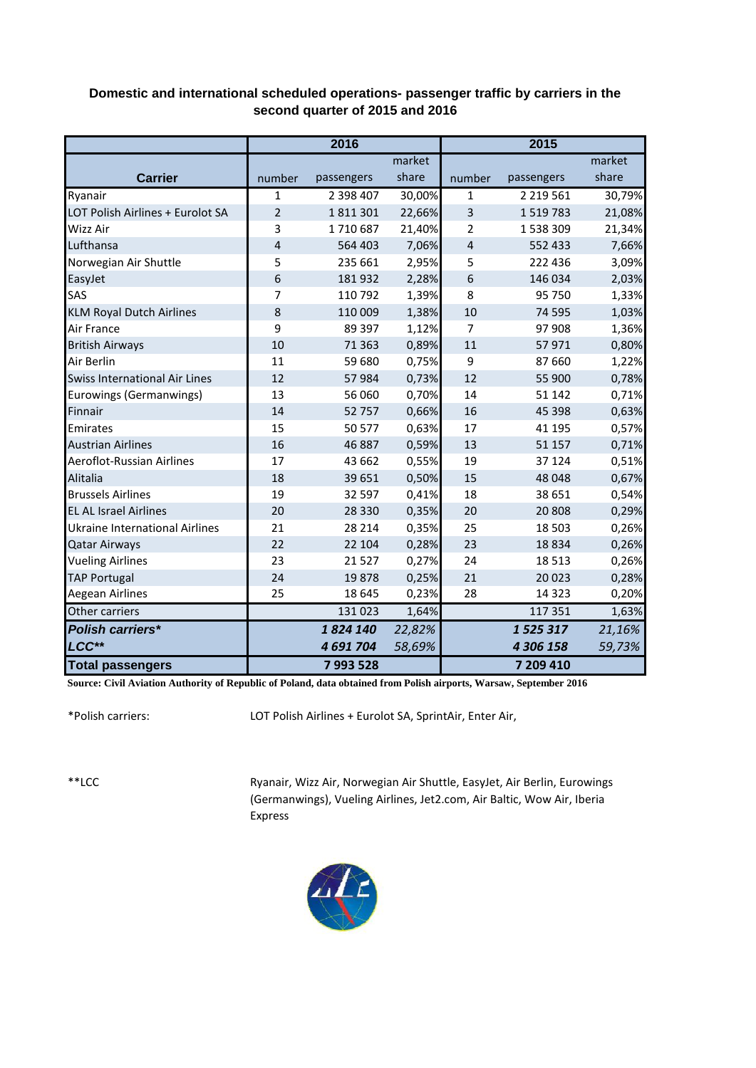## Domestic and international scheduled operations- passenger traffic by carriers in the second quarter of 2015 and 2016

| Carrier | 2016 | | | 2015 | | |
|---|---|---|---|---|---|---|
| | number | passengers | market share | number | passengers | market share |
| Ryanair | 1 | 2 398 407 | 30,00% | 1 | 2 219 561 | 30,79% |
| LOT Polish Airlines + Eurolot SA | 2 | 1 811 301 | 22,66% | 3 | 1 519 783 | 21,08% |
| Wizz Air | 3 | 1 710 687 | 21,40% | 2 | 1 538 309 | 21,34% |
| Lufthansa | 4 | 564 403 | 7,06% | 4 | 552 433 | 7,66% |
| Norwegian Air Shuttle | 5 | 235 661 | 2,95% | 5 | 222 436 | 3,09% |
| EasyJet | 6 | 181 932 | 2,28% | 6 | 146 034 | 2,03% |
| SAS | 7 | 110 792 | 1,39% | 8 | 95 750 | 1,33% |
| KLM Royal Dutch Airlines | 8 | 110 009 | 1,38% | 10 | 74 595 | 1,03% |
| Air France | 9 | 89 397 | 1,12% | 7 | 97 908 | 1,36% |
| British Airways | 10 | 71 363 | 0,89% | 11 | 57 971 | 0,80% |
| Air Berlin | 11 | 59 680 | 0,75% | 9 | 87 660 | 1,22% |
| Swiss International Air Lines | 12 | 57 984 | 0,73% | 12 | 55 900 | 0,78% |
| Eurowings (Germanwings) | 13 | 56 060 | 0,70% | 14 | 51 142 | 0,71% |
| Finnair | 14 | 52 757 | 0,66% | 16 | 45 398 | 0,63% |
| Emirates | 15 | 50 577 | 0,63% | 17 | 41 195 | 0,57% |
| Austrian Airlines | 16 | 46 887 | 0,59% | 13 | 51 157 | 0,71% |
| Aeroflot-Russian Airlines | 17 | 43 662 | 0,55% | 19 | 37 124 | 0,51% |
| Alitalia | 18 | 39 651 | 0,50% | 15 | 48 048 | 0,67% |
| Brussels Airlines | 19 | 32 597 | 0,41% | 18 | 38 651 | 0,54% |
| EL AL Israel Airlines | 20 | 28 330 | 0,35% | 20 | 20 808 | 0,29% |
| Ukraine International Airlines | 21 | 28 214 | 0,35% | 25 | 18 503 | 0,26% |
| Qatar Airways | 22 | 22 104 | 0,28% | 23 | 18 834 | 0,26% |
| Vueling Airlines | 23 | 21 527 | 0,27% | 24 | 18 513 | 0,26% |
| TAP Portugal | 24 | 19 878 | 0,25% | 21 | 20 023 | 0,28% |
| Aegean Airlines | 25 | 18 645 | 0,23% | 28 | 14 323 | 0,20% |
| Other carriers | | 131 023 | 1,64% | | 117 351 | 1,63% |
| ***Polish carriers**** | | ***1 824 140*** | *22,82%* | | ***1 525 317*** | *21,16%* |
| ***LCC***** | | ***4 691 704*** | *58,69%* | | ***4 306 158*** | *59,73%* |
| **Total passengers** | | **7 993 528** | | | **7 209 410** | |

**Source: Civil Aviation Authority of Republic of Poland, data obtained from Polish airports, Warsaw, September 2016**

*Polish carriers: LOT Polish Airlines + Eurolot SA, SprintAir, Enter Air,

**LCC Ryanair, Wizz Air, Norwegian Air Shuttle, EasyJet, Air Berlin, Eurowings (Germanwings), Vueling Airlines, Jet2.com, Air Baltic, Wow Air, Iberia Express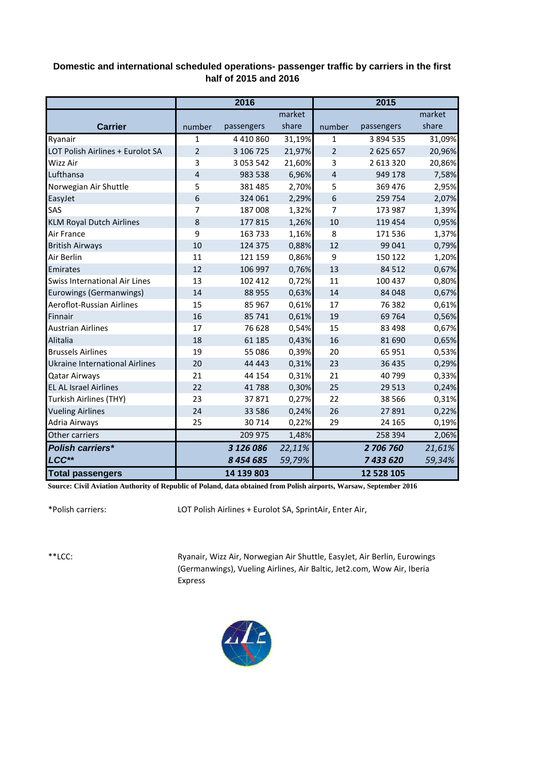## Domestic and international scheduled operations- passenger traffic by carriers in the first half of 2015 and 2016

| Carrier | 2016 | | | 2015 | | |
|---|---|---|---|---|---|---|
| | number | passengers | market share | number | passengers | market share |
| Ryanair | 1 | 4 410 860 | 31,19% | 1 | 3 894 535 | 31,09% |
| LOT Polish Airlines + Eurolot SA | 2 | 3 106 725 | 21,97% | 2 | 2 625 657 | 20,96% |
| Wizz Air | 3 | 3 053 542 | 21,60% | 3 | 2 613 320 | 20,86% |
| Lufthansa | 4 | 983 538 | 6,96% | 4 | 949 178 | 7,58% |
| Norwegian Air Shuttle | 5 | 381 485 | 2,70% | 5 | 369 476 | 2,95% |
| EasyJet | 6 | 324 061 | 2,29% | 6 | 259 754 | 2,07% |
| SAS | 7 | 187 008 | 1,32% | 7 | 173 987 | 1,39% |
| KLM Royal Dutch Airlines | 8 | 177 815 | 1,26% | 10 | 119 454 | 0,95% |
| Air France | 9 | 163 733 | 1,16% | 8 | 171 536 | 1,37% |
| British Airways | 10 | 124 375 | 0,88% | 12 | 99 041 | 0,79% |
| Air Berlin | 11 | 121 159 | 0,86% | 9 | 150 122 | 1,20% |
| Emirates | 12 | 106 997 | 0,76% | 13 | 84 512 | 0,67% |
| Swiss International Air Lines | 13 | 102 412 | 0,72% | 11 | 100 437 | 0,80% |
| Eurowings (Germanwings) | 14 | 88 955 | 0,63% | 14 | 84 048 | 0,67% |
| Aeroflot-Russian Airlines | 15 | 85 967 | 0,61% | 17 | 76 382 | 0,61% |
| Finnair | 16 | 85 741 | 0,61% | 19 | 69 764 | 0,56% |
| Austrian Airlines | 17 | 76 628 | 0,54% | 15 | 83 498 | 0,67% |
| Alitalia | 18 | 61 185 | 0,43% | 16 | 81 690 | 0,65% |
| Brussels Airlines | 19 | 55 086 | 0,39% | 20 | 65 951 | 0,53% |
| Ukraine International Airlines | 20 | 44 443 | 0,31% | 23 | 36 435 | 0,29% |
| Qatar Airways | 21 | 44 154 | 0,31% | 21 | 40 799 | 0,33% |
| EL AL Israel Airlines | 22 | 41 788 | 0,30% | 25 | 29 513 | 0,24% |
| Turkish Airlines (THY) | 23 | 37 871 | 0,27% | 22 | 38 566 | 0,31% |
| Vueling Airlines | 24 | 33 586 | 0,24% | 26 | 27 891 | 0,22% |
| Adria Airways | 25 | 30 714 | 0,22% | 29 | 24 165 | 0,19% |
| Other carriers | | 209 975 | 1,48% | | 258 394 | 2,06% |
| ***Polish carriers**** | | ***3 126 086*** | *22,11%* | | ***2 706 760*** | *21,61%* |
| ***LCC***** | | ***8 454 685*** | *59,79%* | | ***7 433 620*** | *59,34%* |
| **Total passengers** | | **14 139 803** | | | **12 528 105** | |

**Source: Civil Aviation Authority of Republic of Poland, data obtained from Polish airports, Warsaw, September 2016**

*Polish carriers: LOT Polish Airlines + Eurolot SA, SprintAir, Enter Air,

**LCC: Ryanair, Wizz Air, Norwegian Air Shuttle, EasyJet, Air Berlin, Eurowings (Germanwings), Vueling Airlines, Air Baltic, Jet2.com, Wow Air, Iberia Express